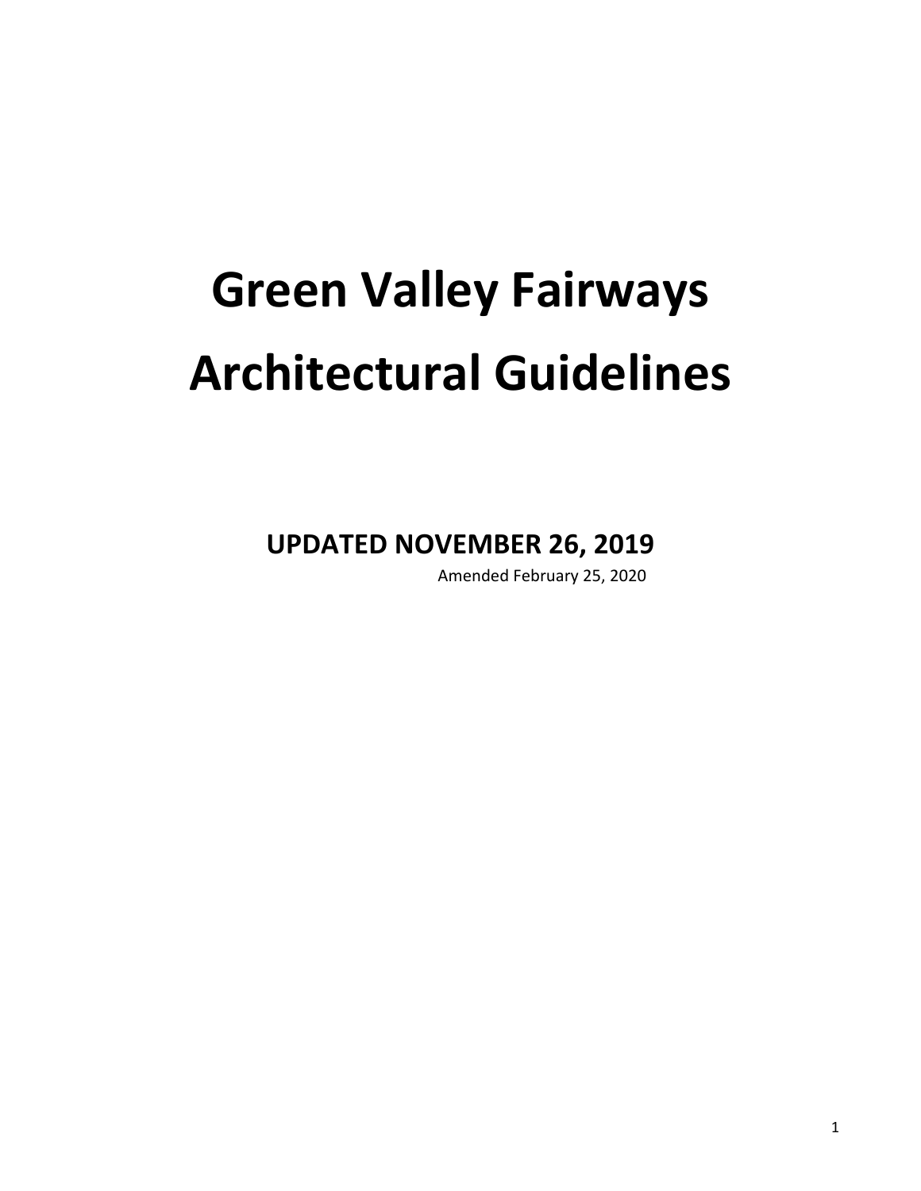# Green Valley Fairways Architectural Guidelines

**UPDATED NOVEMBER 26, 2019**

Amended February 25, 2020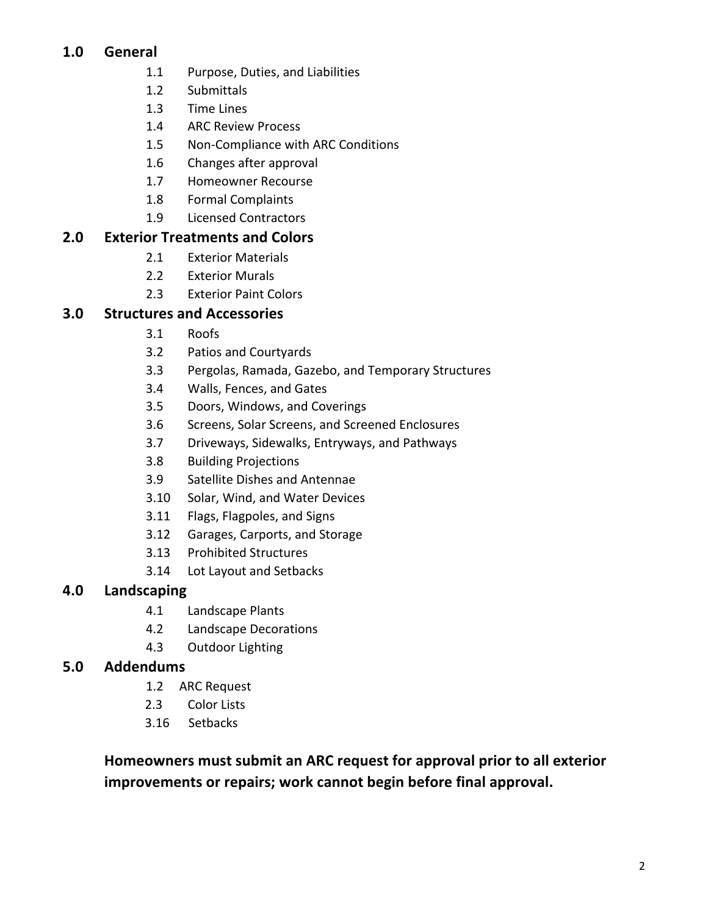## 1.0 General

- 1.1 Purpose, Duties, and Liabilities
- 1.2 Submittals
- 1.3 Time Lines
- 1.4 ARC Review Process
- 1.5 Non-Compliance with ARC Conditions
- 1.6 Changes after approval
- 1.7 Homeowner Recourse
- 1.8 Formal Complaints
- 1.9 Licensed Contractors

## 2.0 Exterior Treatments and Colors

- 2.1 Exterior Materials
- 2.2 Exterior Murals
- 2.3 Exterior Paint Colors

## 3.0 Structures and Accessories

- 3.1 Roofs
- 3.2 Patios and Courtyards
- 3.3 Pergolas, Ramada, Gazebo, and Temporary Structures
- 3.4 Walls, Fences, and Gates
- 3.5 Doors, Windows, and Coverings
- 3.6 Screens, Solar Screens, and Screened Enclosures
- 3.7 Driveways, Sidewalks, Entryways, and Pathways
- 3.8 Building Projections
- 3.9 Satellite Dishes and Antennae
- 3.10 Solar, Wind, and Water Devices
- 3.11 Flags, Flagpoles, and Signs
- 3.12 Garages, Carports, and Storage
- 3.13 Prohibited Structures
- 3.14 Lot Layout and Setbacks

## 4.0 Landscaping

- 4.1 Landscape Plants
- 4.2 Landscape Decorations
- 4.3 Outdoor Lighting

## 5.0 Addendums

- 1.2 ARC Request
- 2.3 Color Lists
- 3.16 Setbacks

**Homeowners must submit an ARC request for approval prior to all exterior improvements or repairs; work cannot begin before final approval.**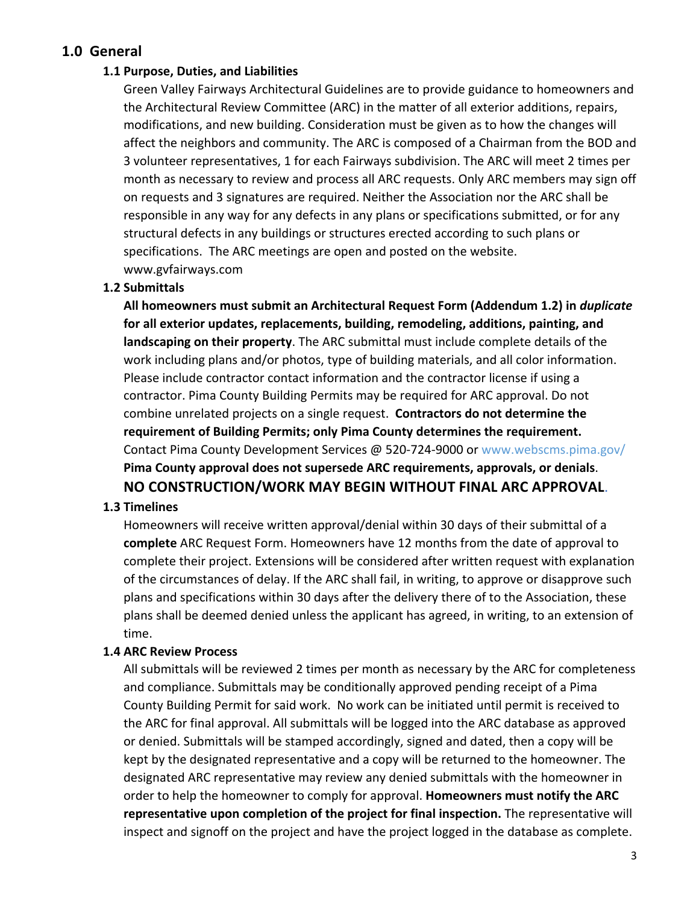## 1.0 General

### 1.1 Purpose, Duties, and Liabilities

Green Valley Fairways Architectural Guidelines are to provide guidance to homeowners and the Architectural Review Committee (ARC) in the matter of all exterior additions, repairs, modifications, and new building. Consideration must be given as to how the changes will affect the neighbors and community. The ARC is composed of a Chairman from the BOD and 3 volunteer representatives, 1 for each Fairways subdivision. The ARC will meet 2 times per month as necessary to review and process all ARC requests. Only ARC members may sign off on requests and 3 signatures are required. Neither the Association nor the ARC shall be responsible in any way for any defects in any plans or specifications submitted, or for any structural defects in any buildings or structures erected according to such plans or specifications. The ARC meetings are open and posted on the website. www.gvfairways.com

### 1.2 Submittals

**All homeowners must submit an Architectural Request Form (Addendum 1.2) in *duplicate* for all exterior updates, replacements, building, remodeling, additions, painting, and landscaping on their property**. The ARC submittal must include complete details of the work including plans and/or photos, type of building materials, and all color information. Please include contractor contact information and the contractor license if using a contractor. Pima County Building Permits may be required for ARC approval. Do not combine unrelated projects on a single request. **Contractors do not determine the requirement of Building Permits; only Pima County determines the requirement.** Contact Pima County Development Services @ 520-724-9000 or www.webscms.pima.gov/ **Pima County approval does not supersede ARC requirements, approvals, or denials**.

**NO CONSTRUCTION/WORK MAY BEGIN WITHOUT FINAL ARC APPROVAL.**

### 1.3 Timelines

Homeowners will receive written approval/denial within 30 days of their submittal of a **complete** ARC Request Form. Homeowners have 12 months from the date of approval to complete their project. Extensions will be considered after written request with explanation of the circumstances of delay. If the ARC shall fail, in writing, to approve or disapprove such plans and specifications within 30 days after the delivery there of to the Association, these plans shall be deemed denied unless the applicant has agreed, in writing, to an extension of time.

### 1.4 ARC Review Process

All submittals will be reviewed 2 times per month as necessary by the ARC for completeness and compliance. Submittals may be conditionally approved pending receipt of a Pima County Building Permit for said work. No work can be initiated until permit is received to the ARC for final approval. All submittals will be logged into the ARC database as approved or denied. Submittals will be stamped accordingly, signed and dated, then a copy will be kept by the designated representative and a copy will be returned to the homeowner. The designated ARC representative may review any denied submittals with the homeowner in order to help the homeowner to comply for approval. **Homeowners must notify the ARC representative upon completion of the project for final inspection.** The representative will inspect and signoff on the project and have the project logged in the database as complete.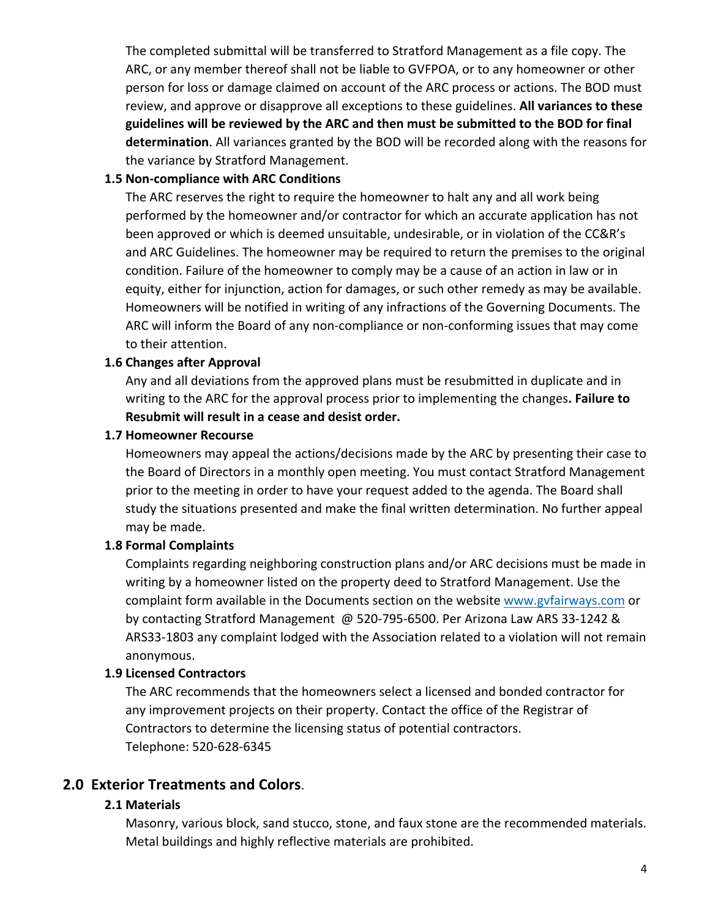The completed submittal will be transferred to Stratford Management as a file copy. The ARC, or any member thereof shall not be liable to GVFPOA, or to any homeowner or other person for loss or damage claimed on account of the ARC process or actions. The BOD must review, and approve or disapprove all exceptions to these guidelines. **All variances to these guidelines will be reviewed by the ARC and then must be submitted to the BOD for final determination**. All variances granted by the BOD will be recorded along with the reasons for the variance by Stratford Management.

### 1.5 Non-compliance with ARC Conditions

The ARC reserves the right to require the homeowner to halt any and all work being performed by the homeowner and/or contractor for which an accurate application has not been approved or which is deemed unsuitable, undesirable, or in violation of the CC&R's and ARC Guidelines. The homeowner may be required to return the premises to the original condition. Failure of the homeowner to comply may be a cause of an action in law or in equity, either for injunction, action for damages, or such other remedy as may be available. Homeowners will be notified in writing of any infractions of the Governing Documents. The ARC will inform the Board of any non-compliance or non-conforming issues that may come to their attention.

### 1.6 Changes after Approval

Any and all deviations from the approved plans must be resubmitted in duplicate and in writing to the ARC for the approval process prior to implementing the changes**. Failure to Resubmit will result in a cease and desist order.**

### 1.7 Homeowner Recourse

Homeowners may appeal the actions/decisions made by the ARC by presenting their case to the Board of Directors in a monthly open meeting. You must contact Stratford Management prior to the meeting in order to have your request added to the agenda. The Board shall study the situations presented and make the final written determination. No further appeal may be made.

### 1.8 Formal Complaints

Complaints regarding neighboring construction plans and/or ARC decisions must be made in writing by a homeowner listed on the property deed to Stratford Management. Use the complaint form available in the Documents section on the website www.gvfairways.com or by contacting Stratford Management @ 520-795-6500. Per Arizona Law ARS 33-1242 & ARS33-1803 any complaint lodged with the Association related to a violation will not remain anonymous.

### 1.9 Licensed Contractors

The ARC recommends that the homeowners select a licensed and bonded contractor for any improvement projects on their property. Contact the office of the Registrar of Contractors to determine the licensing status of potential contractors.
Telephone: 520-628-6345

## 2.0 Exterior Treatments and Colors.

### 2.1 Materials

Masonry, various block, sand stucco, stone, and faux stone are the recommended materials. Metal buildings and highly reflective materials are prohibited.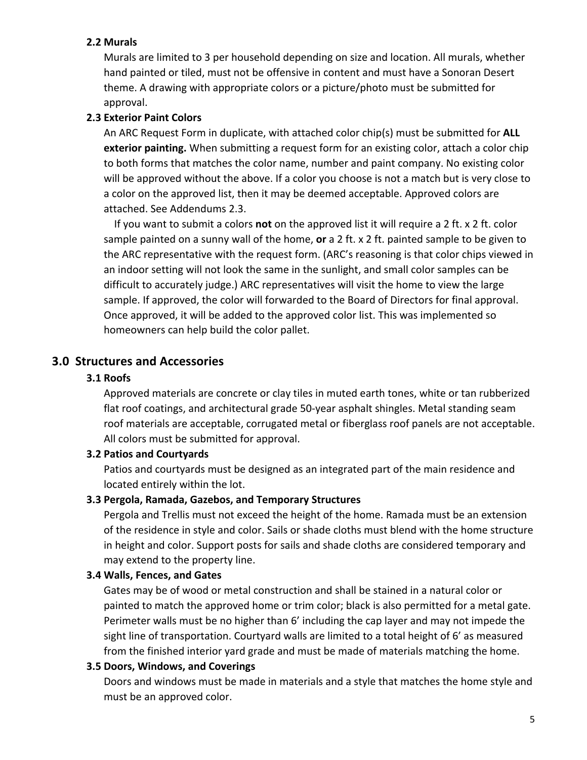### 2.2 Murals

Murals are limited to 3 per household depending on size and location. All murals, whether hand painted or tiled, must not be offensive in content and must have a Sonoran Desert theme. A drawing with appropriate colors or a picture/photo must be submitted for approval.

### 2.3 Exterior Paint Colors

An ARC Request Form in duplicate, with attached color chip(s) must be submitted for **ALL exterior painting.** When submitting a request form for an existing color, attach a color chip to both forms that matches the color name, number and paint company. No existing color will be approved without the above. If a color you choose is not a match but is very close to a color on the approved list, then it may be deemed acceptable. Approved colors are attached. See Addendums 2.3.

If you want to submit a colors **not** on the approved list it will require a 2 ft. x 2 ft. color sample painted on a sunny wall of the home, **or** a 2 ft. x 2 ft. painted sample to be given to the ARC representative with the request form. (ARC's reasoning is that color chips viewed in an indoor setting will not look the same in the sunlight, and small color samples can be difficult to accurately judge.) ARC representatives will visit the home to view the large sample. If approved, the color will forwarded to the Board of Directors for final approval. Once approved, it will be added to the approved color list. This was implemented so homeowners can help build the color pallet.

## 3.0 Structures and Accessories

### 3.1 Roofs

Approved materials are concrete or clay tiles in muted earth tones, white or tan rubberized flat roof coatings, and architectural grade 50-year asphalt shingles. Metal standing seam roof materials are acceptable, corrugated metal or fiberglass roof panels are not acceptable. All colors must be submitted for approval.

### 3.2 Patios and Courtyards

Patios and courtyards must be designed as an integrated part of the main residence and located entirely within the lot.

### 3.3 Pergola, Ramada, Gazebos, and Temporary Structures

Pergola and Trellis must not exceed the height of the home. Ramada must be an extension of the residence in style and color. Sails or shade cloths must blend with the home structure in height and color. Support posts for sails and shade cloths are considered temporary and may extend to the property line.

### 3.4 Walls, Fences, and Gates

Gates may be of wood or metal construction and shall be stained in a natural color or painted to match the approved home or trim color; black is also permitted for a metal gate. Perimeter walls must be no higher than 6' including the cap layer and may not impede the sight line of transportation. Courtyard walls are limited to a total height of 6' as measured from the finished interior yard grade and must be made of materials matching the home.

### 3.5 Doors, Windows, and Coverings

Doors and windows must be made in materials and a style that matches the home style and must be an approved color.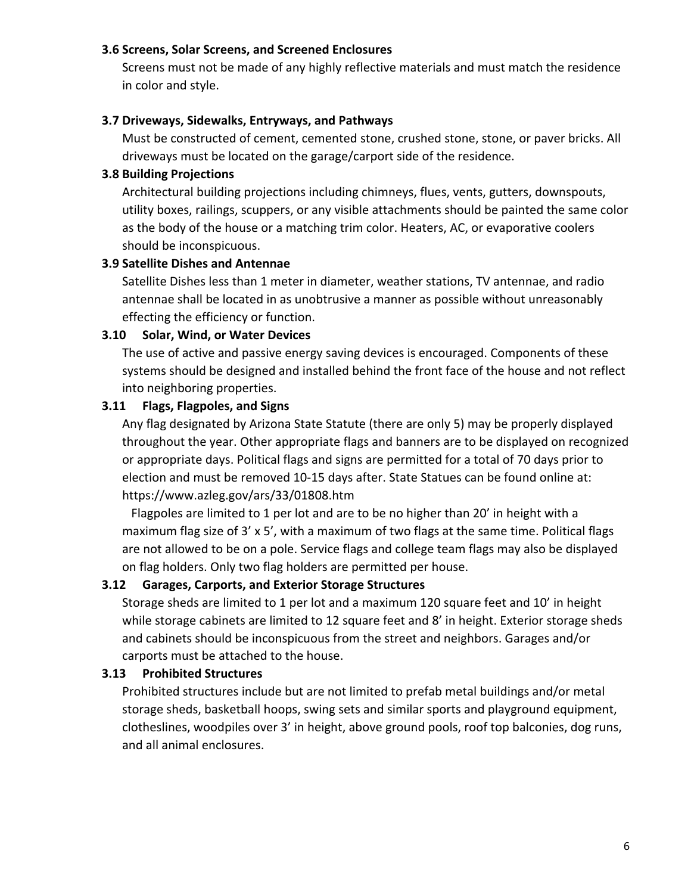### 3.6 Screens, Solar Screens, and Screened Enclosures

Screens must not be made of any highly reflective materials and must match the residence in color and style.

### 3.7 Driveways, Sidewalks, Entryways, and Pathways

Must be constructed of cement, cemented stone, crushed stone, stone, or paver bricks. All driveways must be located on the garage/carport side of the residence.

### 3.8 Building Projections

Architectural building projections including chimneys, flues, vents, gutters, downspouts, utility boxes, railings, scuppers, or any visible attachments should be painted the same color as the body of the house or a matching trim color. Heaters, AC, or evaporative coolers should be inconspicuous.

### 3.9 Satellite Dishes and Antennae

Satellite Dishes less than 1 meter in diameter, weather stations, TV antennae, and radio antennae shall be located in as unobtrusive a manner as possible without unreasonably effecting the efficiency or function.

### 3.10 Solar, Wind, or Water Devices

The use of active and passive energy saving devices is encouraged. Components of these systems should be designed and installed behind the front face of the house and not reflect into neighboring properties.

### 3.11 Flags, Flagpoles, and Signs

Any flag designated by Arizona State Statute (there are only 5) may be properly displayed throughout the year. Other appropriate flags and banners are to be displayed on recognized or appropriate days. Political flags and signs are permitted for a total of 70 days prior to election and must be removed 10-15 days after. State Statues can be found online at: https://www.azleg.gov/ars/33/01808.htm

Flagpoles are limited to 1 per lot and are to be no higher than 20' in height with a maximum flag size of 3' x 5', with a maximum of two flags at the same time. Political flags are not allowed to be on a pole. Service flags and college team flags may also be displayed on flag holders. Only two flag holders are permitted per house.

### 3.12 Garages, Carports, and Exterior Storage Structures

Storage sheds are limited to 1 per lot and a maximum 120 square feet and 10' in height while storage cabinets are limited to 12 square feet and 8' in height. Exterior storage sheds and cabinets should be inconspicuous from the street and neighbors. Garages and/or carports must be attached to the house.

### 3.13 Prohibited Structures

Prohibited structures include but are not limited to prefab metal buildings and/or metal storage sheds, basketball hoops, swing sets and similar sports and playground equipment, clotheslines, woodpiles over 3' in height, above ground pools, roof top balconies, dog runs, and all animal enclosures.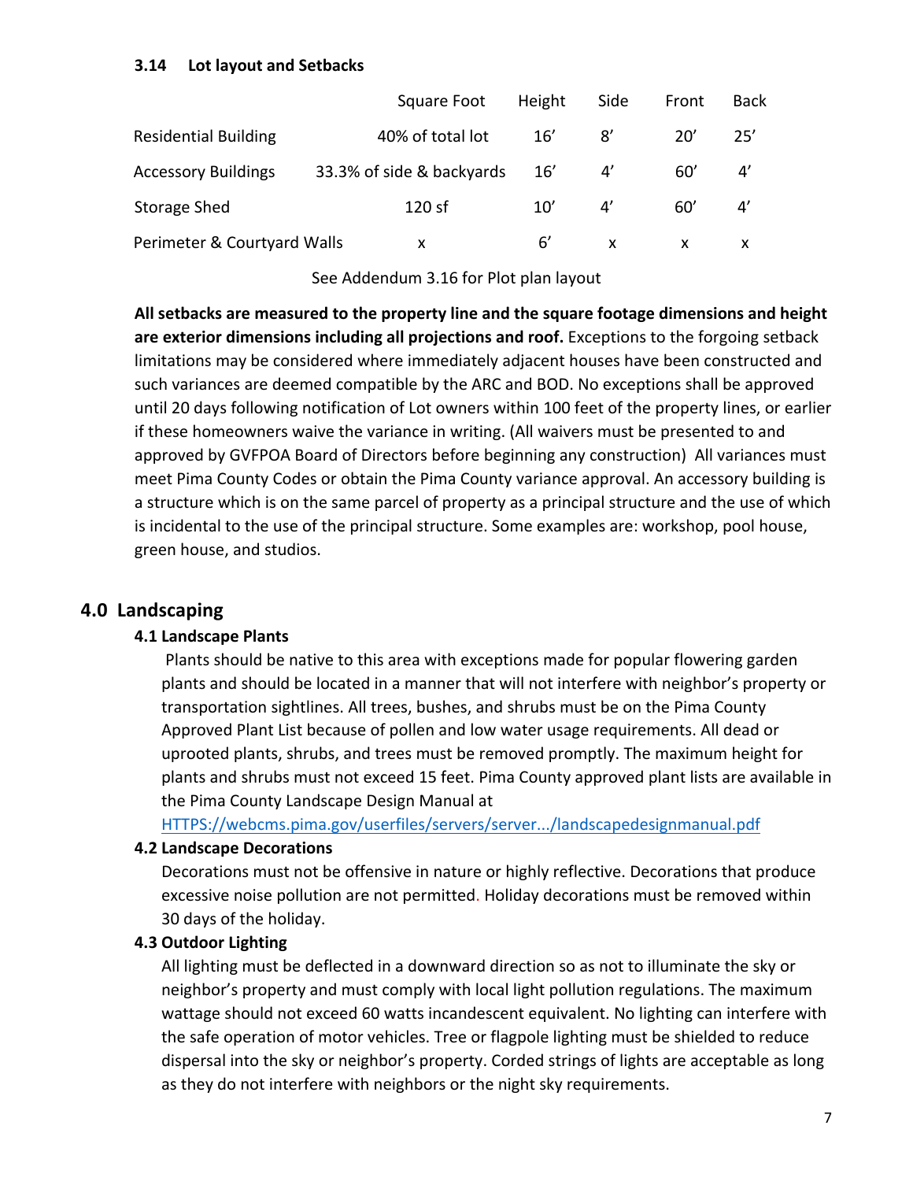### 3.14 Lot layout and Setbacks

| | Square Foot | Height | Side | Front | Back |
|---|---|---|---|---|---|
| Residential Building | 40% of total lot | 16' | 8' | 20' | 25' |
| Accessory Buildings | 33.3% of side & backyards | 16' | 4' | 60' | 4' |
| Storage Shed | 120 sf | 10' | 4' | 60' | 4' |
| Perimeter & Courtyard Walls | x | 6' | x | x | x |

See Addendum 3.16 for Plot plan layout

**All setbacks are measured to the property line and the square footage dimensions and height are exterior dimensions including all projections and roof.** Exceptions to the forgoing setback limitations may be considered where immediately adjacent houses have been constructed and such variances are deemed compatible by the ARC and BOD. No exceptions shall be approved until 20 days following notification of Lot owners within 100 feet of the property lines, or earlier if these homeowners waive the variance in writing. (All waivers must be presented to and approved by GVFPOA Board of Directors before beginning any construction) All variances must meet Pima County Codes or obtain the Pima County variance approval. An accessory building is a structure which is on the same parcel of property as a principal structure and the use of which is incidental to the use of the principal structure. Some examples are: workshop, pool house, green house, and studios.

## 4.0 Landscaping

### 4.1 Landscape Plants

Plants should be native to this area with exceptions made for popular flowering garden plants and should be located in a manner that will not interfere with neighbor's property or transportation sightlines. All trees, bushes, and shrubs must be on the Pima County Approved Plant List because of pollen and low water usage requirements. All dead or uprooted plants, shrubs, and trees must be removed promptly. The maximum height for plants and shrubs must not exceed 15 feet. Pima County approved plant lists are available in the Pima County Landscape Design Manual at [HTTPS://webcms.pima.gov/userfiles/servers/server.../landscapedesignmanual.pdf](HTTPS://webcms.pima.gov/userfiles/servers/server.../landscapedesignmanual.pdf)

### 4.2 Landscape Decorations

Decorations must not be offensive in nature or highly reflective. Decorations that produce excessive noise pollution are not permitted. Holiday decorations must be removed within 30 days of the holiday.

### 4.3 Outdoor Lighting

All lighting must be deflected in a downward direction so as not to illuminate the sky or neighbor's property and must comply with local light pollution regulations. The maximum wattage should not exceed 60 watts incandescent equivalent. No lighting can interfere with the safe operation of motor vehicles. Tree or flagpole lighting must be shielded to reduce dispersal into the sky or neighbor's property. Corded strings of lights are acceptable as long as they do not interfere with neighbors or the night sky requirements.